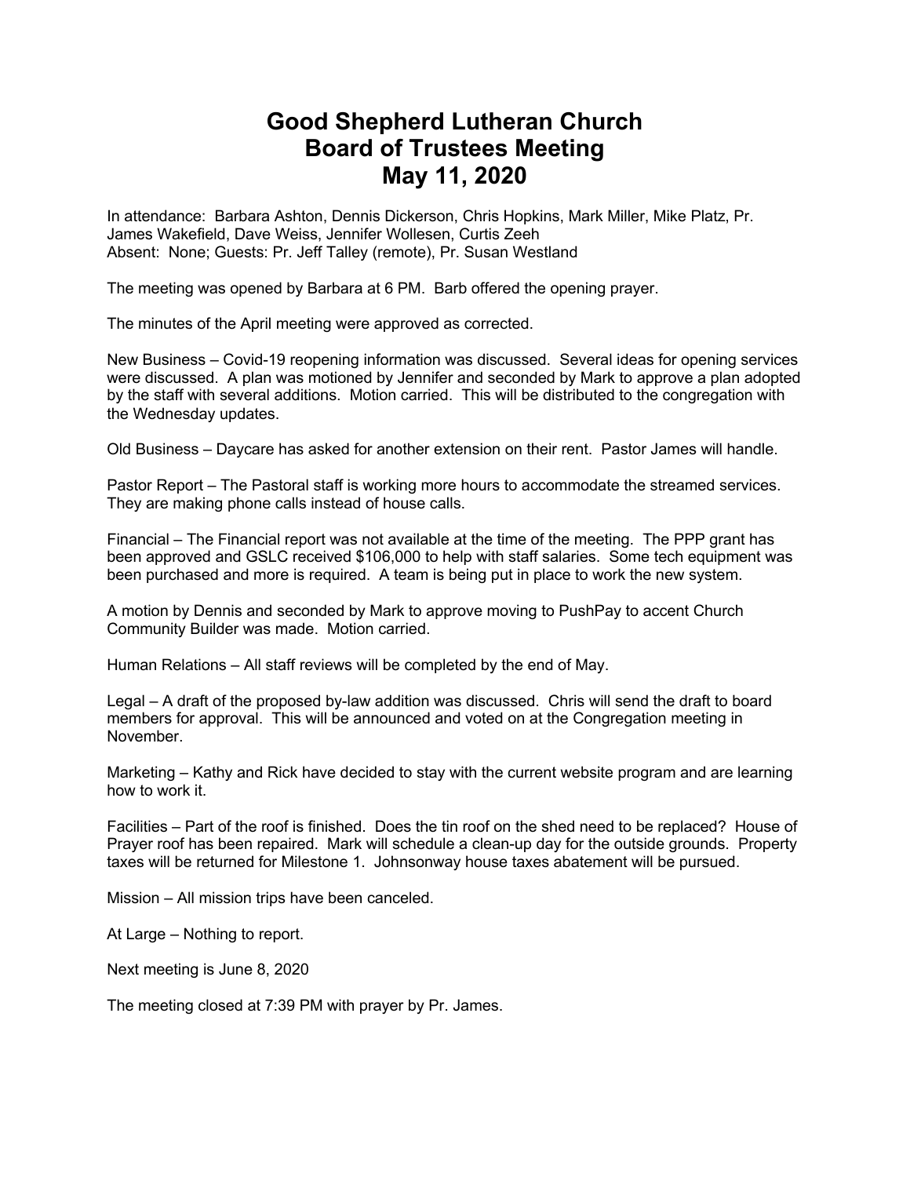# Good Shepherd Lutheran Church
# Board of Trustees Meeting
# May 11, 2020

In attendance: Barbara Ashton, Dennis Dickerson, Chris Hopkins, Mark Miller, Mike Platz, Pr. James Wakefield, Dave Weiss, Jennifer Wollesen, Curtis Zeeh
Absent: None; Guests: Pr. Jeff Talley (remote), Pr. Susan Westland

The meeting was opened by Barbara at 6 PM. Barb offered the opening prayer.

The minutes of the April meeting were approved as corrected.

New Business – Covid-19 reopening information was discussed. Several ideas for opening services were discussed. A plan was motioned by Jennifer and seconded by Mark to approve a plan adopted by the staff with several additions. Motion carried. This will be distributed to the congregation with the Wednesday updates.

Old Business – Daycare has asked for another extension on their rent. Pastor James will handle.

Pastor Report – The Pastoral staff is working more hours to accommodate the streamed services. They are making phone calls instead of house calls.

Financial – The Financial report was not available at the time of the meeting. The PPP grant has been approved and GSLC received $106,000 to help with staff salaries. Some tech equipment was been purchased and more is required. A team is being put in place to work the new system.

A motion by Dennis and seconded by Mark to approve moving to PushPay to accent Church Community Builder was made. Motion carried.

Human Relations – All staff reviews will be completed by the end of May.

Legal – A draft of the proposed by-law addition was discussed. Chris will send the draft to board members for approval. This will be announced and voted on at the Congregation meeting in November.

Marketing – Kathy and Rick have decided to stay with the current website program and are learning how to work it.

Facilities – Part of the roof is finished. Does the tin roof on the shed need to be replaced? House of Prayer roof has been repaired. Mark will schedule a clean-up day for the outside grounds. Property taxes will be returned for Milestone 1. Johnsonway house taxes abatement will be pursued.

Mission – All mission trips have been canceled.

At Large – Nothing to report.

Next meeting is June 8, 2020

The meeting closed at 7:39 PM with prayer by Pr. James.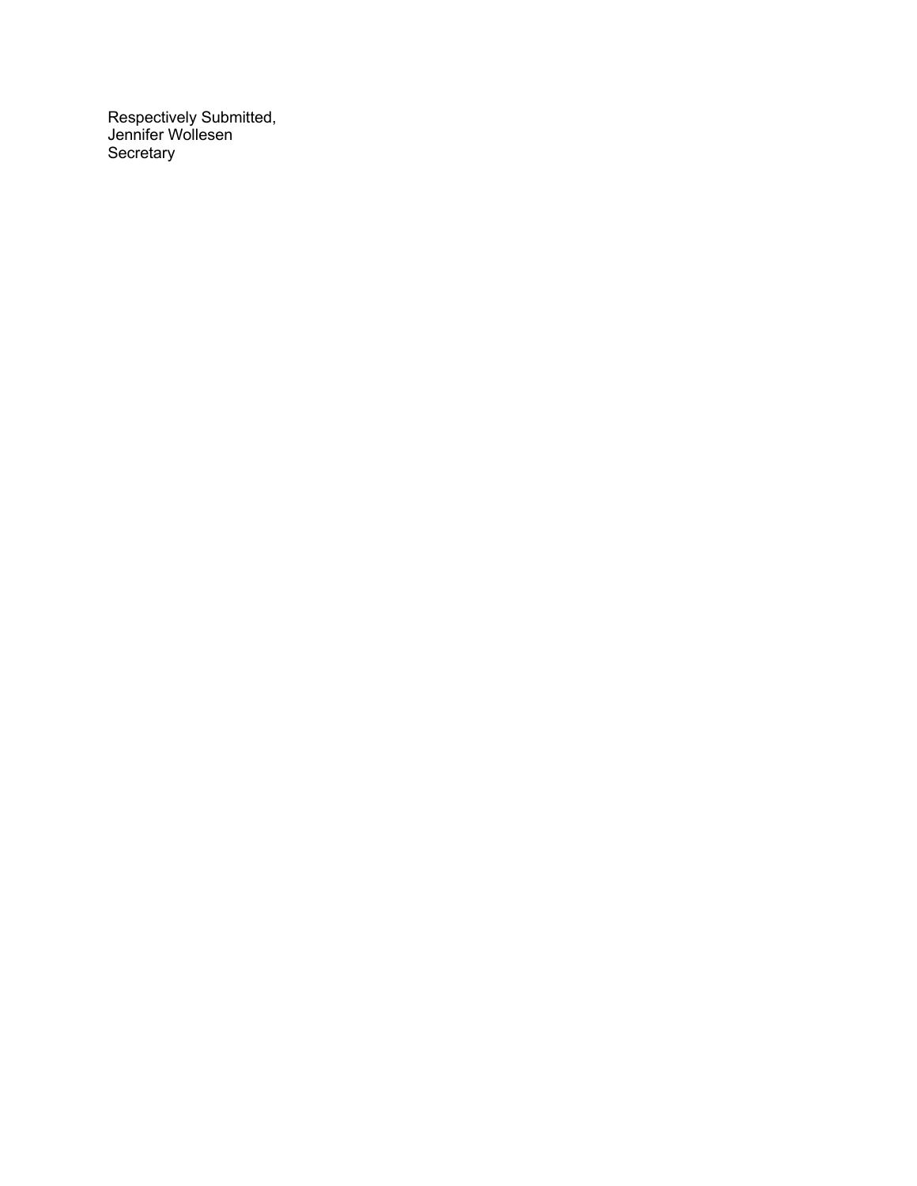Respectively Submitted,
Jennifer Wollesen
Secretary